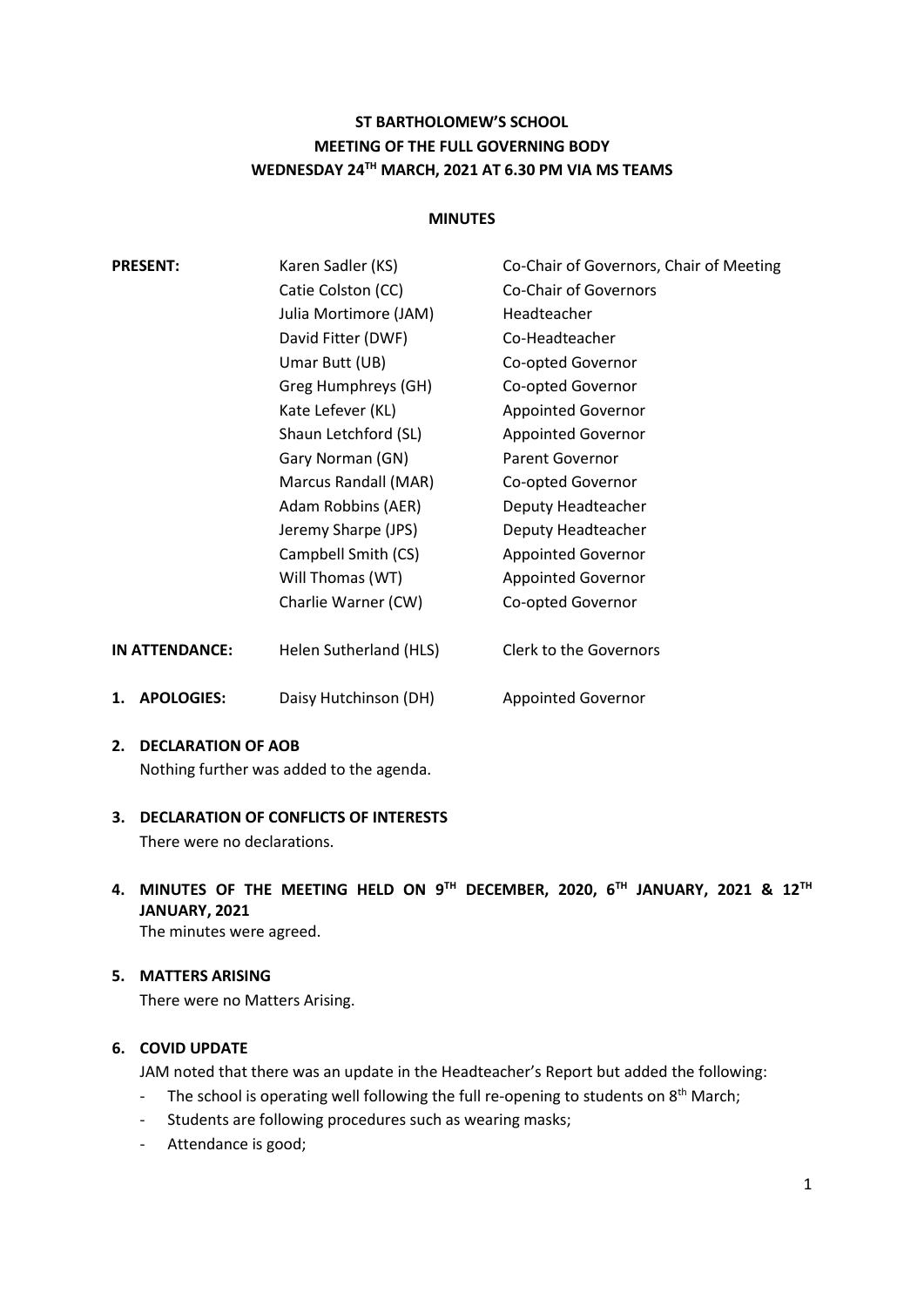# ST BARTHOLOMEW'S SCHOOL
## MEETING OF THE FULL GOVERNING BODY
## WEDNESDAY 24TH MARCH, 2021 AT 6.30 PM VIA MS TEAMS

### MINUTES

| | | |
|---|---|---|
| **PRESENT:** | Karen Sadler (KS) | Co-Chair of Governors, Chair of Meeting |
| | Catie Colston (CC) | Co-Chair of Governors |
| | Julia Mortimore (JAM) | Headteacher |
| | David Fitter (DWF) | Co-Headteacher |
| | Umar Butt (UB) | Co-opted Governor |
| | Greg Humphreys (GH) | Co-opted Governor |
| | Kate Lefever (KL) | Appointed Governor |
| | Shaun Letchford (SL) | Appointed Governor |
| | Gary Norman (GN) | Parent Governor |
| | Marcus Randall (MAR) | Co-opted Governor |
| | Adam Robbins (AER) | Deputy Headteacher |
| | Jeremy Sharpe (JPS) | Deputy Headteacher |
| | Campbell Smith (CS) | Appointed Governor |
| | Will Thomas (WT) | Appointed Governor |
| | Charlie Warner (CW) | Co-opted Governor |
| **IN ATTENDANCE:** | Helen Sutherland (HLS) | Clerk to the Governors |
| **1. APOLOGIES:** | Daisy Hutchinson (DH) | Appointed Governor |

**2. DECLARATION OF AOB**

Nothing further was added to the agenda.

**3. DECLARATION OF CONFLICTS OF INTERESTS**

There were no declarations.

**4. MINUTES OF THE MEETING HELD ON 9TH DECEMBER, 2020, 6TH JANUARY, 2021 & 12TH JANUARY, 2021**

The minutes were agreed.

**5. MATTERS ARISING**

There were no Matters Arising.

**6. COVID UPDATE**

JAM noted that there was an update in the Headteacher's Report but added the following:

- The school is operating well following the full re-opening to students on 8th March;
- Students are following procedures such as wearing masks;
- Attendance is good;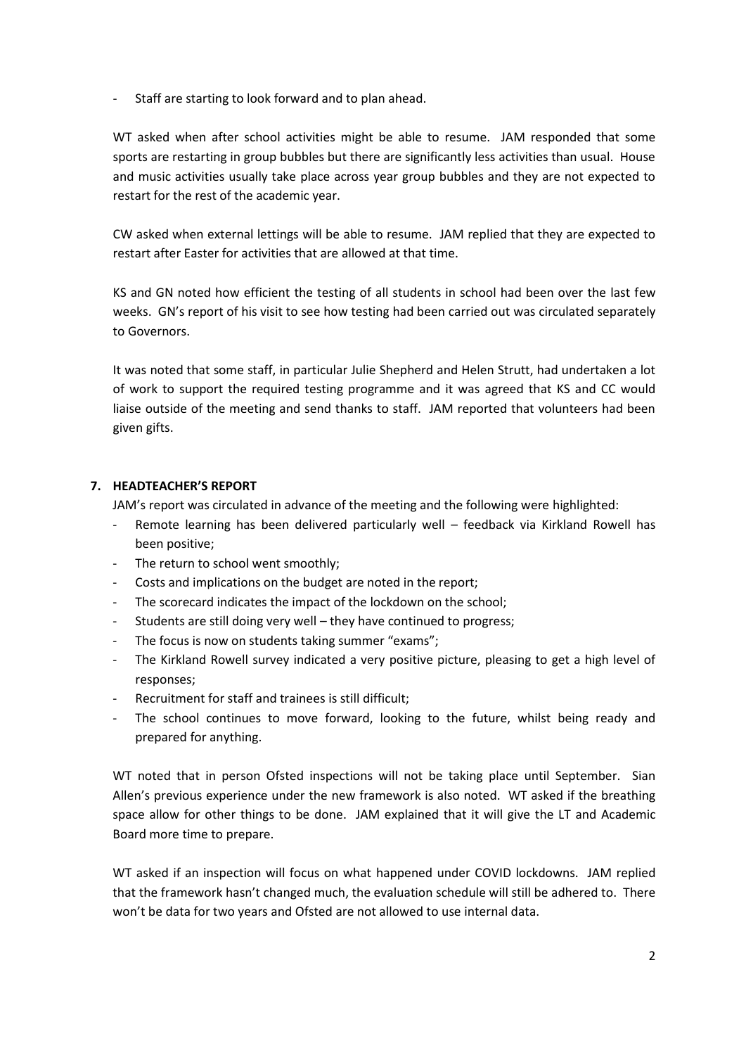- Staff are starting to look forward and to plan ahead.

WT asked when after school activities might be able to resume. JAM responded that some sports are restarting in group bubbles but there are significantly less activities than usual. House and music activities usually take place across year group bubbles and they are not expected to restart for the rest of the academic year.

CW asked when external lettings will be able to resume. JAM replied that they are expected to restart after Easter for activities that are allowed at that time.

KS and GN noted how efficient the testing of all students in school had been over the last few weeks. GN's report of his visit to see how testing had been carried out was circulated separately to Governors.

It was noted that some staff, in particular Julie Shepherd and Helen Strutt, had undertaken a lot of work to support the required testing programme and it was agreed that KS and CC would liaise outside of the meeting and send thanks to staff. JAM reported that volunteers had been given gifts.

## 7. HEADTEACHER'S REPORT

JAM's report was circulated in advance of the meeting and the following were highlighted:

- Remote learning has been delivered particularly well – feedback via Kirkland Rowell has been positive;
- The return to school went smoothly;
- Costs and implications on the budget are noted in the report;
- The scorecard indicates the impact of the lockdown on the school;
- Students are still doing very well – they have continued to progress;
- The focus is now on students taking summer "exams";
- The Kirkland Rowell survey indicated a very positive picture, pleasing to get a high level of responses;
- Recruitment for staff and trainees is still difficult;
- The school continues to move forward, looking to the future, whilst being ready and prepared for anything.

WT noted that in person Ofsted inspections will not be taking place until September. Sian Allen's previous experience under the new framework is also noted. WT asked if the breathing space allow for other things to be done. JAM explained that it will give the LT and Academic Board more time to prepare.

WT asked if an inspection will focus on what happened under COVID lockdowns. JAM replied that the framework hasn't changed much, the evaluation schedule will still be adhered to. There won't be data for two years and Ofsted are not allowed to use internal data.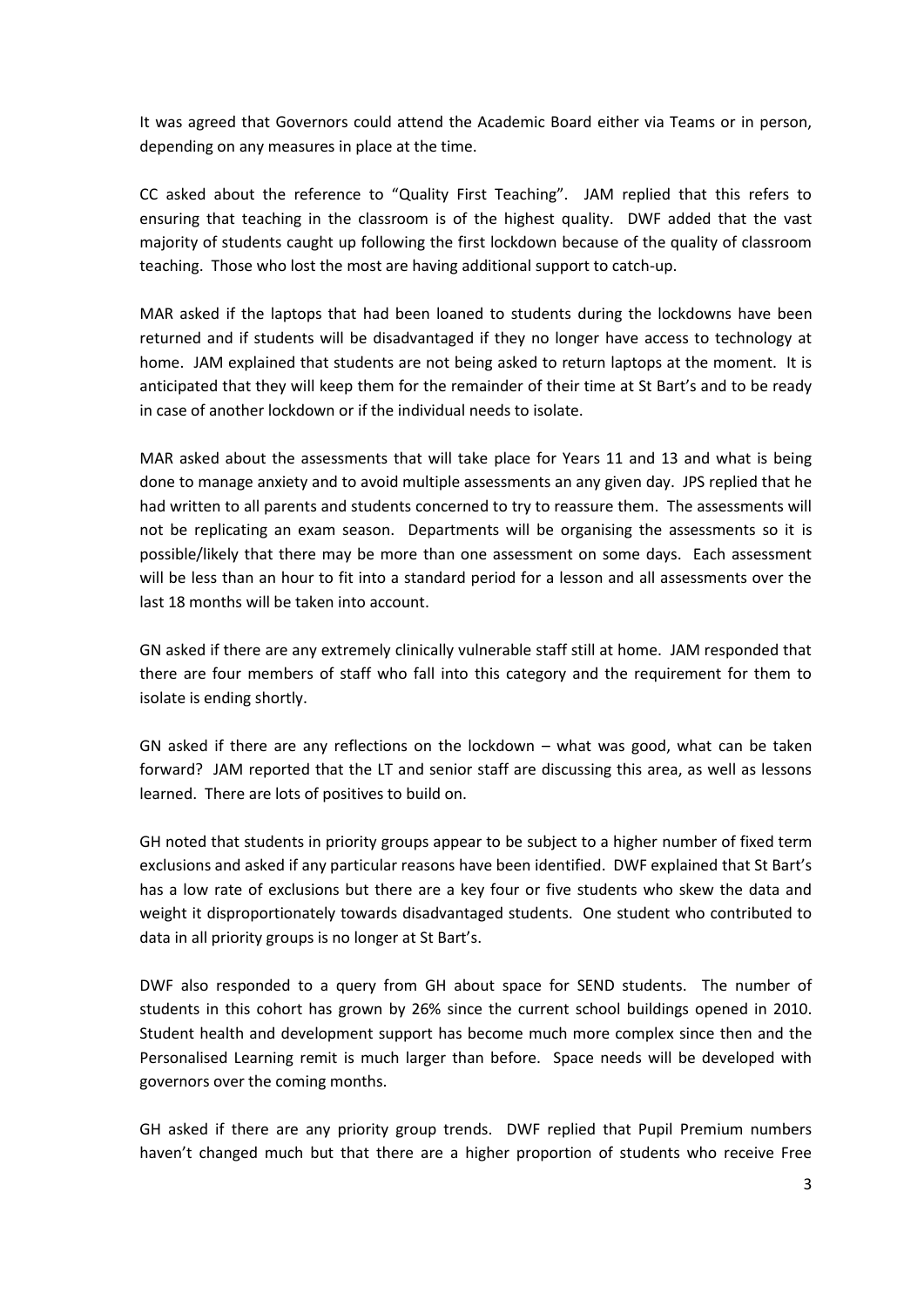It was agreed that Governors could attend the Academic Board either via Teams or in person, depending on any measures in place at the time.

CC asked about the reference to "Quality First Teaching". JAM replied that this refers to ensuring that teaching in the classroom is of the highest quality. DWF added that the vast majority of students caught up following the first lockdown because of the quality of classroom teaching. Those who lost the most are having additional support to catch-up.

MAR asked if the laptops that had been loaned to students during the lockdowns have been returned and if students will be disadvantaged if they no longer have access to technology at home. JAM explained that students are not being asked to return laptops at the moment. It is anticipated that they will keep them for the remainder of their time at St Bart's and to be ready in case of another lockdown or if the individual needs to isolate.

MAR asked about the assessments that will take place for Years 11 and 13 and what is being done to manage anxiety and to avoid multiple assessments an any given day. JPS replied that he had written to all parents and students concerned to try to reassure them. The assessments will not be replicating an exam season. Departments will be organising the assessments so it is possible/likely that there may be more than one assessment on some days. Each assessment will be less than an hour to fit into a standard period for a lesson and all assessments over the last 18 months will be taken into account.

GN asked if there are any extremely clinically vulnerable staff still at home. JAM responded that there are four members of staff who fall into this category and the requirement for them to isolate is ending shortly.

GN asked if there are any reflections on the lockdown – what was good, what can be taken forward? JAM reported that the LT and senior staff are discussing this area, as well as lessons learned. There are lots of positives to build on.

GH noted that students in priority groups appear to be subject to a higher number of fixed term exclusions and asked if any particular reasons have been identified. DWF explained that St Bart's has a low rate of exclusions but there are a key four or five students who skew the data and weight it disproportionately towards disadvantaged students. One student who contributed to data in all priority groups is no longer at St Bart's.

DWF also responded to a query from GH about space for SEND students. The number of students in this cohort has grown by 26% since the current school buildings opened in 2010. Student health and development support has become much more complex since then and the Personalised Learning remit is much larger than before. Space needs will be developed with governors over the coming months.

GH asked if there are any priority group trends. DWF replied that Pupil Premium numbers haven't changed much but that there are a higher proportion of students who receive Free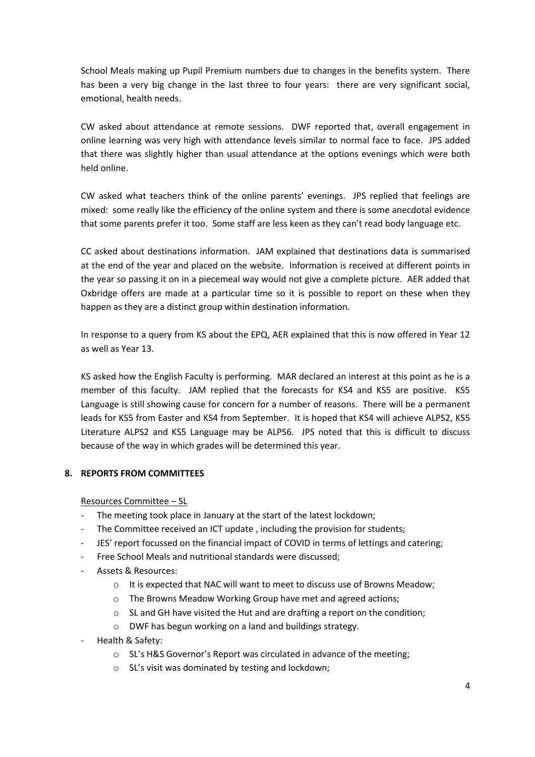School Meals making up Pupil Premium numbers due to changes in the benefits system. There has been a very big change in the last three to four years: there are very significant social, emotional, health needs.

CW asked about attendance at remote sessions. DWF reported that, overall engagement in online learning was very high with attendance levels similar to normal face to face. JPS added that there was slightly higher than usual attendance at the options evenings which were both held online.

CW asked what teachers think of the online parents' evenings. JPS replied that feelings are mixed: some really like the efficiency of the online system and there is some anecdotal evidence that some parents prefer it too. Some staff are less keen as they can't read body language etc.

CC asked about destinations information. JAM explained that destinations data is summarised at the end of the year and placed on the website. Information is received at different points in the year so passing it on in a piecemeal way would not give a complete picture. AER added that Oxbridge offers are made at a particular time so it is possible to report on these when they happen as they are a distinct group within destination information.

In response to a query from KS about the EPQ, AER explained that this is now offered in Year 12 as well as Year 13.

KS asked how the English Faculty is performing. MAR declared an interest at this point as he is a member of this faculty. JAM replied that the forecasts for KS4 and KS5 are positive. KS5 Language is still showing cause for concern for a number of reasons. There will be a permanent leads for KS5 from Easter and KS4 from September. It is hoped that KS4 will achieve ALPS2, KS5 Literature ALPS2 and KS5 Language may be ALPS6. JPS noted that this is difficult to discuss because of the way in which grades will be determined this year.

## 8. REPORTS FROM COMMITTEES

Resources Committee – SL

- The meeting took place in January at the start of the latest lockdown;
- The Committee received an ICT update , including the provision for students;
- JES' report focussed on the financial impact of COVID in terms of lettings and catering;
- Free School Meals and nutritional standards were discussed;
- Assets & Resources:
  - It is expected that NAC will want to meet to discuss use of Browns Meadow;
  - The Browns Meadow Working Group have met and agreed actions;
  - SL and GH have visited the Hut and are drafting a report on the condition;
  - DWF has begun working on a land and buildings strategy.
- Health & Safety:
  - SL's H&S Governor's Report was circulated in advance of the meeting;
  - SL's visit was dominated by testing and lockdown;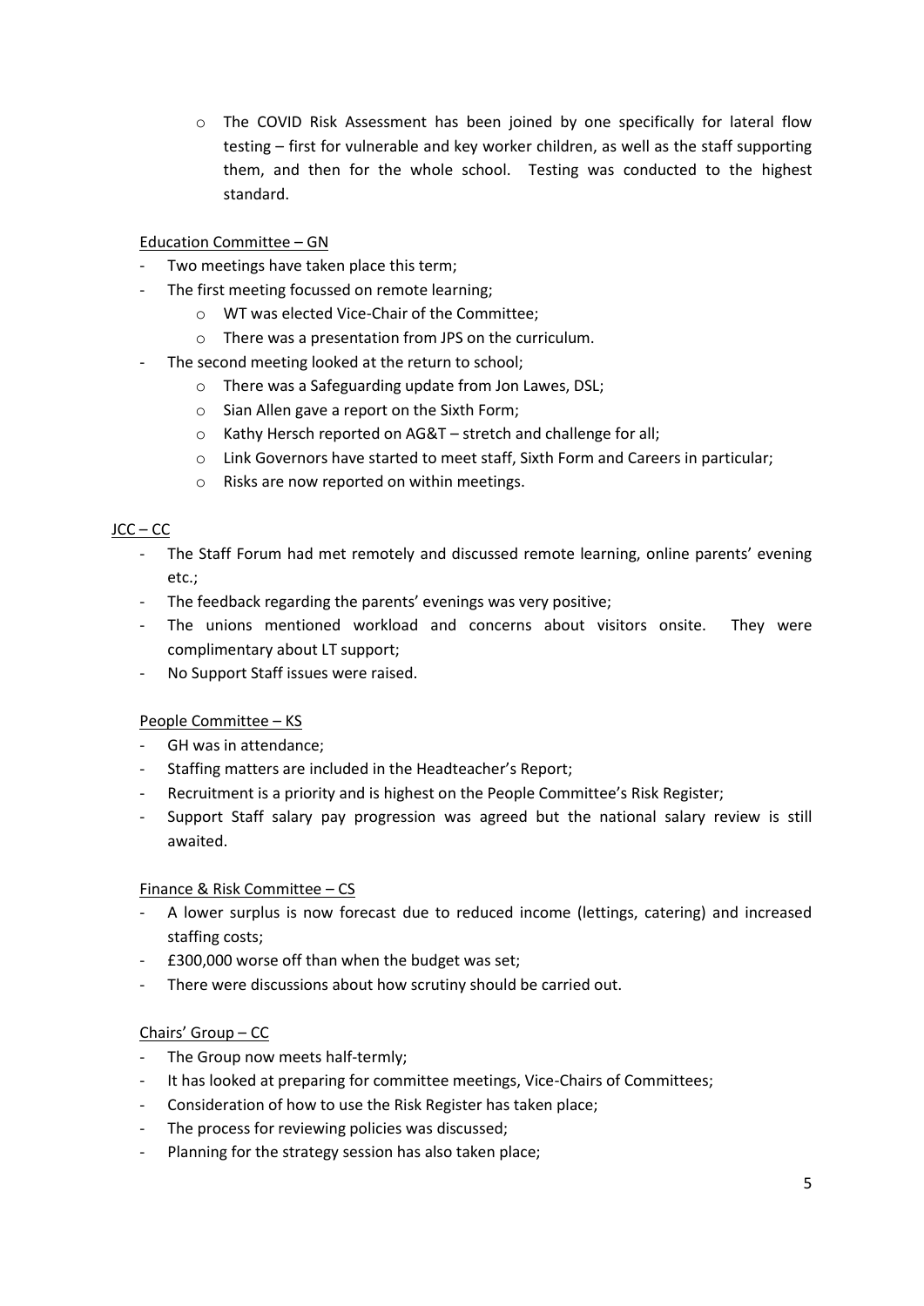- The COVID Risk Assessment has been joined by one specifically for lateral flow testing – first for vulnerable and key worker children, as well as the staff supporting them, and then for the whole school. Testing was conducted to the highest standard.

<u>Education Committee – GN</u>

- Two meetings have taken place this term;
- The first meeting focussed on remote learning;
  - WT was elected Vice-Chair of the Committee;
  - There was a presentation from JPS on the curriculum.
- The second meeting looked at the return to school;
  - There was a Safeguarding update from Jon Lawes, DSL;
  - Sian Allen gave a report on the Sixth Form;
  - Kathy Hersch reported on AG&T – stretch and challenge for all;
  - Link Governors have started to meet staff, Sixth Form and Careers in particular;
  - Risks are now reported on within meetings.

<u>JCC – CC</u>

- The Staff Forum had met remotely and discussed remote learning, online parents' evening etc.;
- The feedback regarding the parents' evenings was very positive;
- The unions mentioned workload and concerns about visitors onsite. They were complimentary about LT support;
- No Support Staff issues were raised.

<u>People Committee – KS</u>

- GH was in attendance;
- Staffing matters are included in the Headteacher's Report;
- Recruitment is a priority and is highest on the People Committee's Risk Register;
- Support Staff salary pay progression was agreed but the national salary review is still awaited.

<u>Finance & Risk Committee – CS</u>

- A lower surplus is now forecast due to reduced income (lettings, catering) and increased staffing costs;
- £300,000 worse off than when the budget was set;
- There were discussions about how scrutiny should be carried out.

<u>Chairs' Group – CC</u>

- The Group now meets half-termly;
- It has looked at preparing for committee meetings, Vice-Chairs of Committees;
- Consideration of how to use the Risk Register has taken place;
- The process for reviewing policies was discussed;
- Planning for the strategy session has also taken place;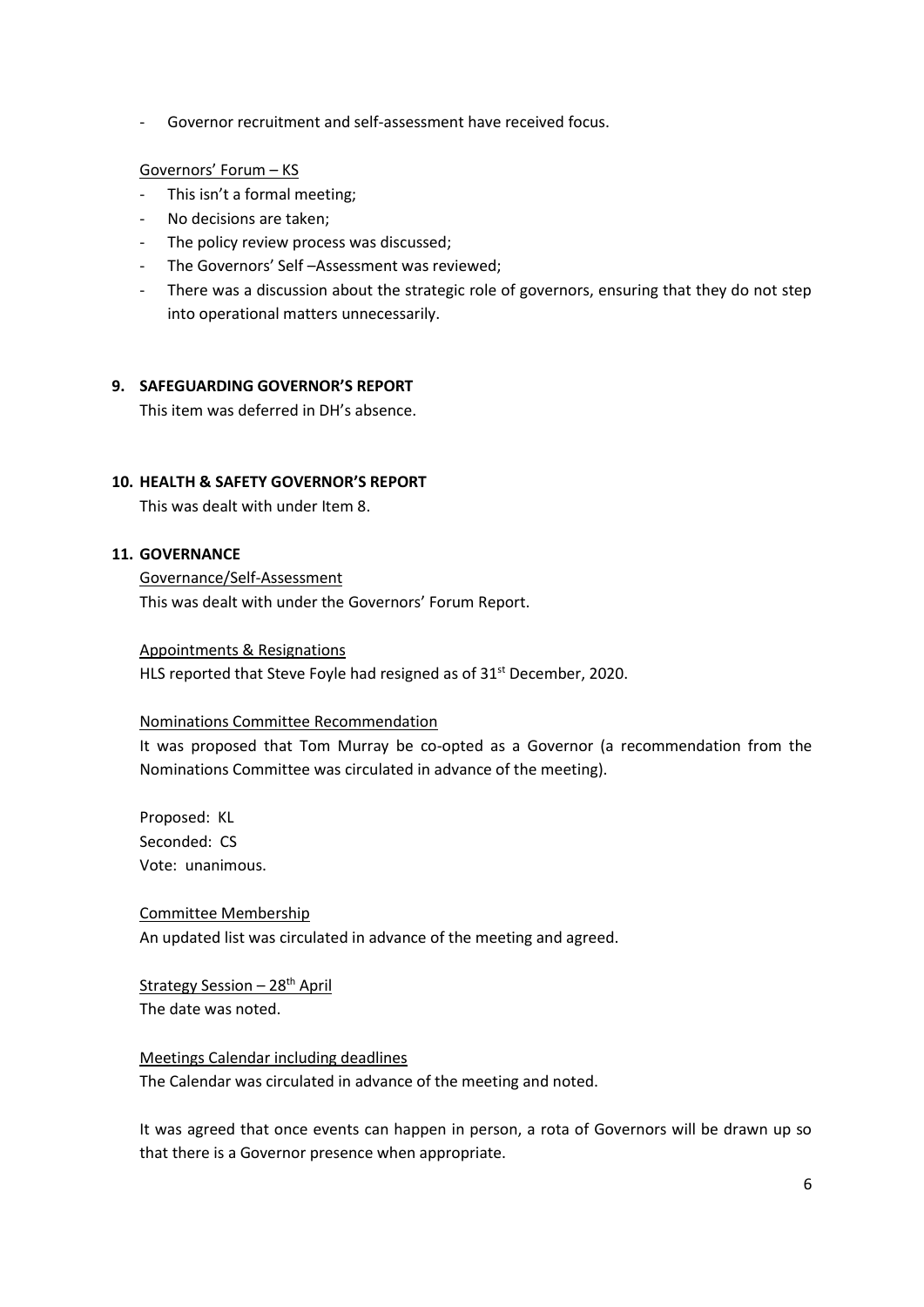- Governor recruitment and self-assessment have received focus.

Governors' Forum – KS

- This isn't a formal meeting;
- No decisions are taken;
- The policy review process was discussed;
- The Governors' Self –Assessment was reviewed;
- There was a discussion about the strategic role of governors, ensuring that they do not step into operational matters unnecessarily.

## 9. SAFEGUARDING GOVERNOR'S REPORT

This item was deferred in DH's absence.

## 10. HEALTH & SAFETY GOVERNOR'S REPORT

This was dealt with under Item 8.

## 11. GOVERNANCE

Governance/Self-Assessment

This was dealt with under the Governors' Forum Report.

Appointments & Resignations

HLS reported that Steve Foyle had resigned as of 31st December, 2020.

Nominations Committee Recommendation

It was proposed that Tom Murray be co-opted as a Governor (a recommendation from the Nominations Committee was circulated in advance of the meeting).

Proposed: KL
Seconded: CS
Vote: unanimous.

Committee Membership

An updated list was circulated in advance of the meeting and agreed.

Strategy Session – 28th April

The date was noted.

Meetings Calendar including deadlines

The Calendar was circulated in advance of the meeting and noted.

It was agreed that once events can happen in person, a rota of Governors will be drawn up so that there is a Governor presence when appropriate.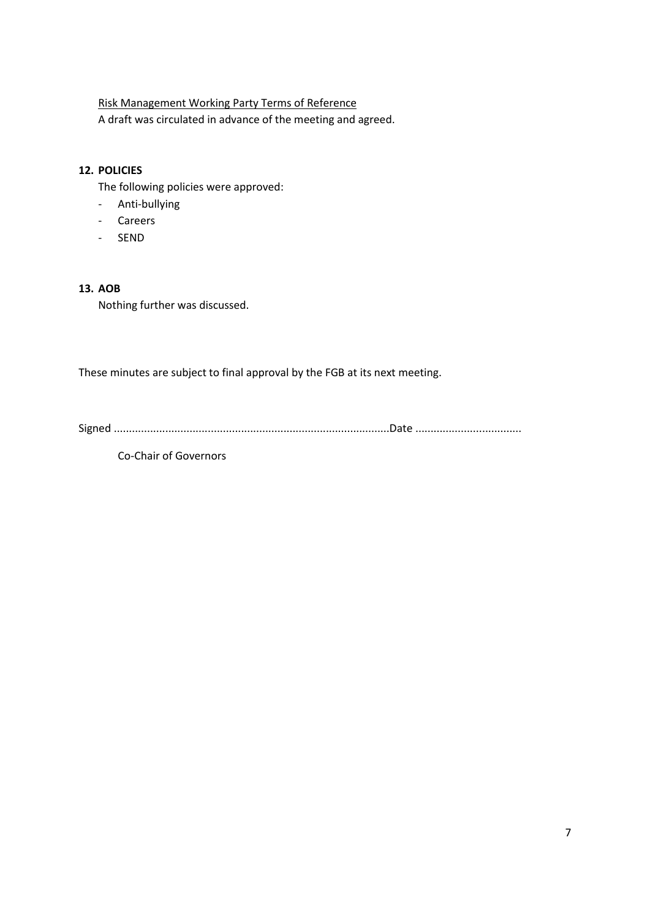Risk Management Working Party Terms of Reference

A draft was circulated in advance of the meeting and agreed.

**12. POLICIES**

The following policies were approved:

- Anti-bullying
- Careers
- SEND

**13. AOB**

Nothing further was discussed.

These minutes are subject to final approval by the FGB at its next meeting.

Signed ..........................................................................................Date ..................................

Co-Chair of Governors